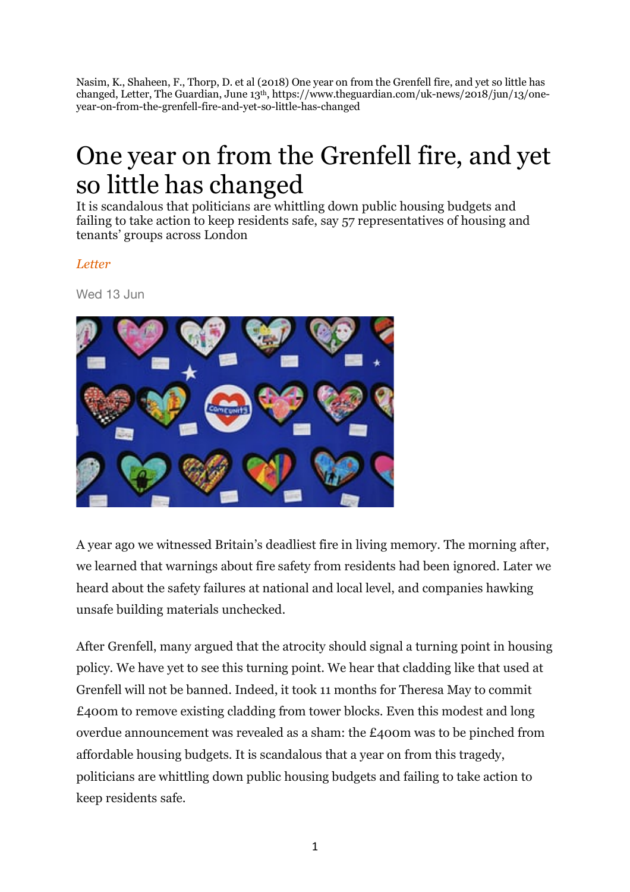Nasim, K., Shaheen, F., Thorp, D. et al (2018) One year on from the Grenfell fire, and yet so little has changed, Letter, The Guardian, June 13th, https://www.theguardian.com/uk-news/2018/jun/13/one-year-on-from-the-grenfell-fire-and-yet-so-little-has-changed

# One year on from the Grenfell fire, and yet so little has changed

It is scandalous that politicians are whittling down public housing budgets and failing to take action to keep residents safe, say 57 representatives of housing and tenants' groups across London

*Letter*

Wed 13 Jun

A year ago we witnessed Britain's deadliest fire in living memory. The morning after, we learned that warnings about fire safety from residents had been ignored. Later we heard about the safety failures at national and local level, and companies hawking unsafe building materials unchecked.

After Grenfell, many argued that the atrocity should signal a turning point in housing policy. We have yet to see this turning point. We hear that cladding like that used at Grenfell will not be banned. Indeed, it took 11 months for Theresa May to commit £400m to remove existing cladding from tower blocks. Even this modest and long overdue announcement was revealed as a sham: the £400m was to be pinched from affordable housing budgets. It is scandalous that a year on from this tragedy, politicians are whittling down public housing budgets and failing to take action to keep residents safe.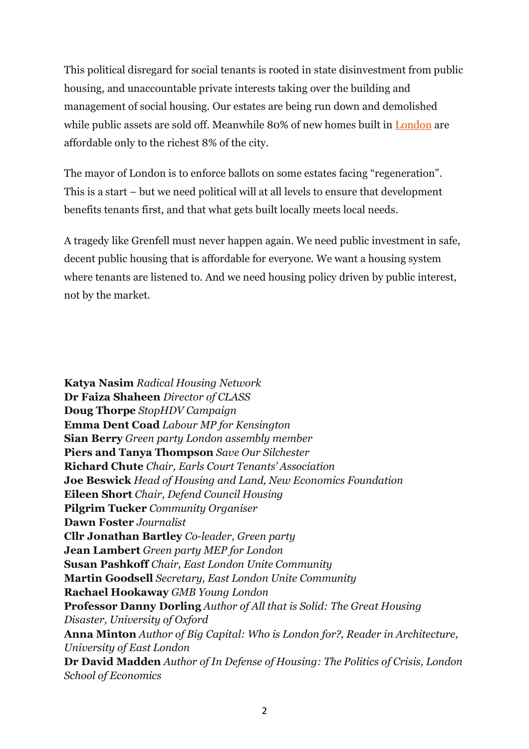This political disregard for social tenants is rooted in state disinvestment from public housing, and unaccountable private interests taking over the building and management of social housing. Our estates are being run down and demolished while public assets are sold off. Meanwhile 80% of new homes built in London are affordable only to the richest 8% of the city.

The mayor of London is to enforce ballots on some estates facing "regeneration". This is a start – but we need political will at all levels to ensure that development benefits tenants first, and that what gets built locally meets local needs.

A tragedy like Grenfell must never happen again. We need public investment in safe, decent public housing that is affordable for everyone. We want a housing system where tenants are listened to. And we need housing policy driven by public interest, not by the market.

**Katya Nasim** *Radical Housing Network*
**Dr Faiza Shaheen** *Director of CLASS*
**Doug Thorpe** *StopHDV Campaign*
**Emma Dent Coad** *Labour MP for Kensington*
**Sian Berry** *Green party London assembly member*
**Piers and Tanya Thompson** *Save Our Silchester*
**Richard Chute** *Chair, Earls Court Tenants' Association*
**Joe Beswick** *Head of Housing and Land, New Economics Foundation*
**Eileen Short** *Chair, Defend Council Housing*
**Pilgrim Tucker** *Community Organiser*
**Dawn Foster** *Journalist*
**Cllr Jonathan Bartley** *Co-leader, Green party*
**Jean Lambert** *Green party MEP for London*
**Susan Pashkoff** *Chair, East London Unite Community*
**Martin Goodsell** *Secretary, East London Unite Community*
**Rachael Hookaway** *GMB Young London*
**Professor Danny Dorling** *Author of All that is Solid: The Great Housing Disaster, University of Oxford*
**Anna Minton** *Author of Big Capital: Who is London for?, Reader in Architecture, University of East London*
**Dr David Madden** *Author of In Defense of Housing: The Politics of Crisis, London School of Economics*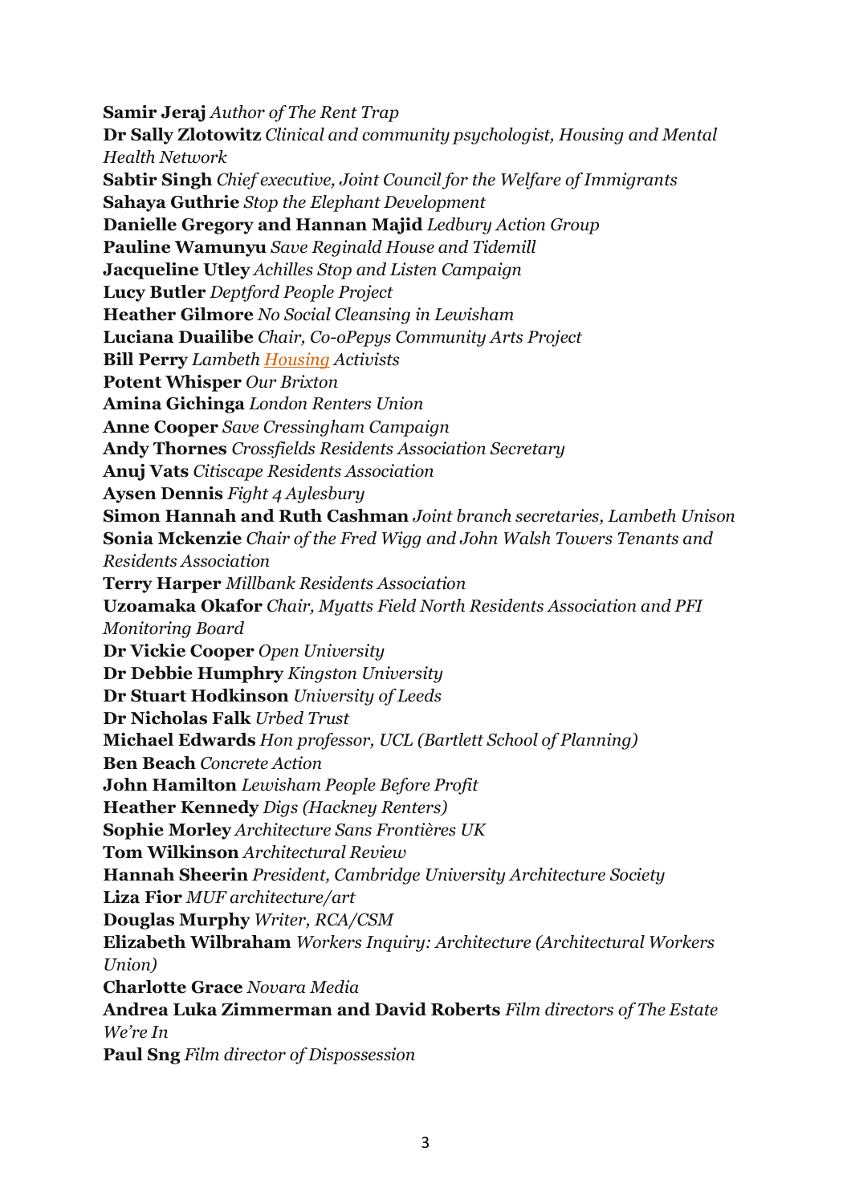**Samir Jeraj** *Author of The Rent Trap*
**Dr Sally Zlotowitz** *Clinical and community psychologist, Housing and Mental Health Network*
**Sabtir Singh** *Chief executive, Joint Council for the Welfare of Immigrants*
**Sahaya Guthrie** *Stop the Elephant Development*
**Danielle Gregory and Hannan Majid** *Ledbury Action Group*
**Pauline Wamunyu** *Save Reginald House and Tidemill*
**Jacqueline Utley** *Achilles Stop and Listen Campaign*
**Lucy Butler** *Deptford People Project*
**Heather Gilmore** *No Social Cleansing in Lewisham*
**Luciana Duailibe** *Chair, Co-oPepys Community Arts Project*
**Bill Perry** *Lambeth Housing Activists*
**Potent Whisper** *Our Brixton*
**Amina Gichinga** *London Renters Union*
**Anne Cooper** *Save Cressingham Campaign*
**Andy Thornes** *Crossfields Residents Association Secretary*
**Anuj Vats** *Citiscape Residents Association*
**Aysen Dennis** *Fight 4 Aylesbury*
**Simon Hannah and Ruth Cashman** *Joint branch secretaries, Lambeth Unison*
**Sonia Mckenzie** *Chair of the Fred Wigg and John Walsh Towers Tenants and Residents Association*
**Terry Harper** *Millbank Residents Association*
**Uzoamaka Okafor** *Chair, Myatts Field North Residents Association and PFI Monitoring Board*
**Dr Vickie Cooper** *Open University*
**Dr Debbie Humphry** *Kingston University*
**Dr Stuart Hodkinson** *University of Leeds*
**Dr Nicholas Falk** *Urbed Trust*
**Michael Edwards** *Hon professor, UCL (Bartlett School of Planning)*
**Ben Beach** *Concrete Action*
**John Hamilton** *Lewisham People Before Profit*
**Heather Kennedy** *Digs (Hackney Renters)*
**Sophie Morley** *Architecture Sans Frontières UK*
**Tom Wilkinson** *Architectural Review*
**Hannah Sheerin** *President, Cambridge University Architecture Society*
**Liza Fior** *MUF architecture/art*
**Douglas Murphy** *Writer, RCA/CSM*
**Elizabeth Wilbraham** *Workers Inquiry: Architecture (Architectural Workers Union)*
**Charlotte Grace** *Novara Media*
**Andrea Luka Zimmerman and David Roberts** *Film directors of The Estate We're In*
**Paul Sng** *Film director of Dispossession*